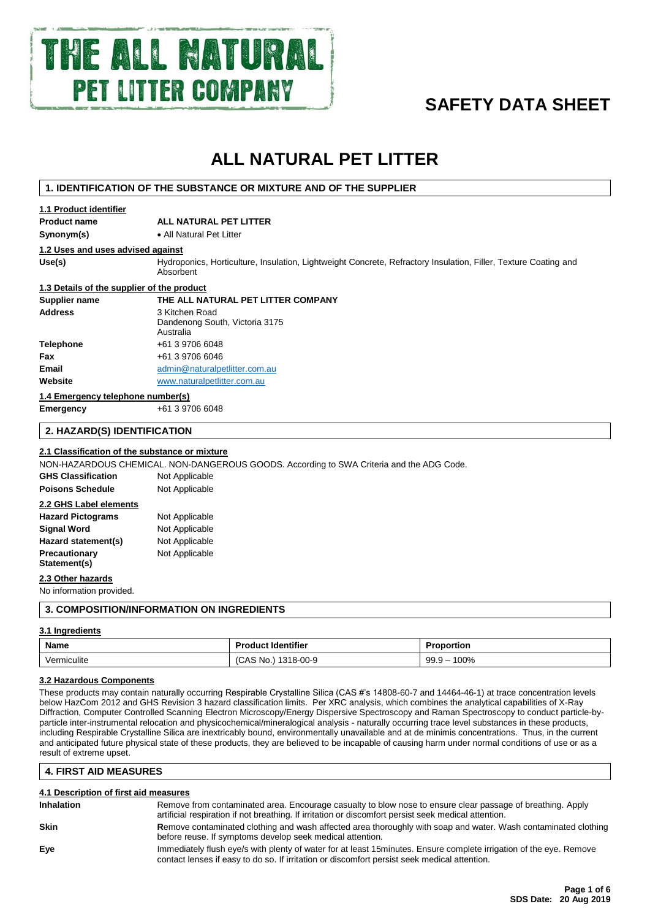THE ALL NATURAL PET LITTER COMPANY

# SAFETY DATA SHEET

# ALL NATURAL PET LITTER

## 1. IDENTIFICATION OF THE SUBSTANCE OR MIXTURE AND OF THE SUPPLIER

### 1.1 Product identifier

**Product name** ALL NATURAL PET LITTER

**Synonym(s)** • All Natural Pet Litter

### 1.2 Uses and uses advised against

**Use(s)** Hydroponics, Horticulture, Insulation, Lightweight Concrete, Refractory Insulation, Filler, Texture Coating and Absorbent

### 1.3 Details of the supplier of the product

**Supplier name** THE ALL NATURAL PET LITTER COMPANY

**Address** 3 Kitchen Road
Dandenong South, Victoria 3175
Australia

**Telephone** +61 3 9706 6048

**Fax** +61 3 9706 6046

**Email** admin@naturalpetlitter.com.au

**Website** www.naturalpetlitter.com.au

### 1.4 Emergency telephone number(s)

**Emergency** +61 3 9706 6048

## 2. HAZARD(S) IDENTIFICATION

### 2.1 Classification of the substance or mixture

NON-HAZARDOUS CHEMICAL. NON-DANGEROUS GOODS. According to SWA Criteria and the ADG Code.

**GHS Classification** Not Applicable

**Poisons Schedule** Not Applicable

### 2.2 GHS Label elements

**Hazard Pictograms** Not Applicable

**Signal Word** Not Applicable

**Hazard statement(s)** Not Applicable

**Precautionary Statement(s)** Not Applicable

### 2.3 Other hazards

No information provided.

## 3. COMPOSITION/INFORMATION ON INGREDIENTS

### 3.1 Ingredients

| Name | Product Identifier | Proportion |
|---|---|---|
| Vermiculite | (CAS No.) 1318-00-9 | 99.9 – 100% |

### 3.2 Hazardous Components

These products may contain naturally occurring Respirable Crystalline Silica (CAS #'s 14808-60-7 and 14464-46-1) at trace concentration levels below HazCom 2012 and GHS Revision 3 hazard classification limits. Per XRC analysis, which combines the analytical capabilities of X-Ray Diffraction, Computer Controlled Scanning Electron Microscopy/Energy Dispersive Spectroscopy and Raman Spectroscopy to conduct particle-by-particle inter-instrumental relocation and physicochemical/mineralogical analysis - naturally occurring trace level substances in these products, including Respirable Crystalline Silica are inextricably bound, environmentally unavailable and at de minimis concentrations. Thus, in the current and anticipated future physical state of these products, they are believed to be incapable of causing harm under normal conditions of use or as a result of extreme upset.

## 4. FIRST AID MEASURES

### 4.1 Description of first aid measures

**Inhalation** Remove from contaminated area. Encourage casualty to blow nose to ensure clear passage of breathing. Apply artificial respiration if not breathing. If irritation or discomfort persist seek medical attention.

**Skin** Remove contaminated clothing and wash affected area thoroughly with soap and water. Wash contaminated clothing before reuse. If symptoms develop seek medical attention.

**Eye** Immediately flush eye/s with plenty of water for at least 15minutes. Ensure complete irrigation of the eye. Remove contact lenses if easy to do so. If irritation or discomfort persist seek medical attention.

**SDS Date: 20 Aug 2019**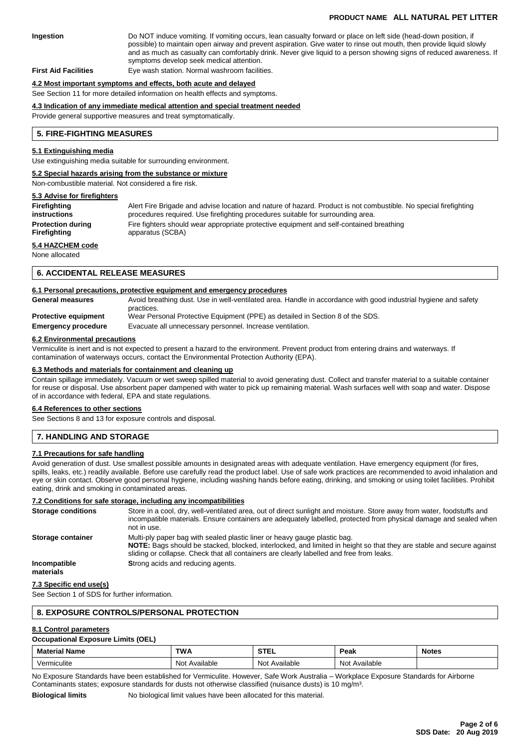**Ingestion** Do NOT induce vomiting. If vomiting occurs, lean casualty forward or place on left side (head-down position, if possible) to maintain open airway and prevent aspiration. Give water to rinse out mouth, then provide liquid slowly and as much as casualty can comfortably drink. Never give liquid to a person showing signs of reduced awareness. If symptoms develop seek medical attention.

**First Aid Facilities** Eye wash station. Normal washroom facilities.

### 4.2 Most important symptoms and effects, both acute and delayed

See Section 11 for more detailed information on health effects and symptoms.

### 4.3 Indication of any immediate medical attention and special treatment needed

Provide general supportive measures and treat symptomatically.

## 5. FIRE-FIGHTING MEASURES

### 5.1 Extinguishing media

Use extinguishing media suitable for surrounding environment.

### 5.2 Special hazards arising from the substance or mixture

Non-combustible material. Not considered a fire risk.

### 5.3 Advise for firefighters

**Firefighting instructions** Alert Fire Brigade and advise location and nature of hazard. Product is not combustible. No special firefighting procedures required. Use firefighting procedures suitable for surrounding area.

**Protection during Firefighting** Fire fighters should wear appropriate protective equipment and self-contained breathing apparatus (SCBA)

### 5.4 HAZCHEM code

None allocated

## 6. ACCIDENTAL RELEASE MEASURES

### 6.1 Personal precautions, protective equipment and emergency procedures

**General measures** Avoid breathing dust. Use in well-ventilated area. Handle in accordance with good industrial hygiene and safety practices.

**Protective equipment** Wear Personal Protective Equipment (PPE) as detailed in Section 8 of the SDS.

**Emergency procedure** Evacuate all unnecessary personnel. Increase ventilation.

### 6.2 Environmental precautions

Vermiculite is inert and is not expected to present a hazard to the environment. Prevent product from entering drains and waterways. If contamination of waterways occurs, contact the Environmental Protection Authority (EPA).

### 6.3 Methods and materials for containment and cleaning up

Contain spillage immediately. Vacuum or wet sweep spilled material to avoid generating dust. Collect and transfer material to a suitable container for reuse or disposal. Use absorbent paper dampened with water to pick up remaining material. Wash surfaces well with soap and water. Dispose of in accordance with federal, EPA and state regulations.

### 6.4 References to other sections

See Sections 8 and 13 for exposure controls and disposal.

## 7. HANDLING AND STORAGE

### 7.1 Precautions for safe handling

Avoid generation of dust. Use smallest possible amounts in designated areas with adequate ventilation. Have emergency equipment (for fires, spills, leaks, etc.) readily available. Before use carefully read the product label. Use of safe work practices are recommended to avoid inhalation and eye or skin contact. Observe good personal hygiene, including washing hands before eating, drinking, and smoking or using toilet facilities. Prohibit eating, drink and smoking in contaminated areas.

### 7.2 Conditions for safe storage, including any incompatibilities

**Storage conditions** Store in a cool, dry, well-ventilated area, out of direct sunlight and moisture. Store away from water, foodstuffs and incompatible materials. Ensure containers are adequately labelled, protected from physical damage and sealed when not in use.

**Storage container** Multi-ply paper bag with sealed plastic liner or heavy gauge plastic bag.
**NOTE:** Bags should be stacked, blocked, interlocked, and limited in height so that they are stable and secure against sliding or collapse. Check that all containers are clearly labelled and free from leaks.

**Incompatible materials** **S**trong acids and reducing agents.

### 7.3 Specific end use(s)

See Section 1 of SDS for further information.

## 8. EXPOSURE CONTROLS/PERSONAL PROTECTION

### 8.1 Control parameters

**Occupational Exposure Limits (OEL)**

| Material Name | TWA | STEL | Peak | Notes |
|---|---|---|---|---|
| Vermiculite | Not Available | Not Available | Not Available | |

No Exposure Standards have been established for Vermiculite. However, Safe Work Australia – Workplace Exposure Standards for Airborne Contaminants states; exposure standards for dusts not otherwise classified (nuisance dusts) is 10 mg/m³.

**Biological limits** No biological limit values have been allocated for this material.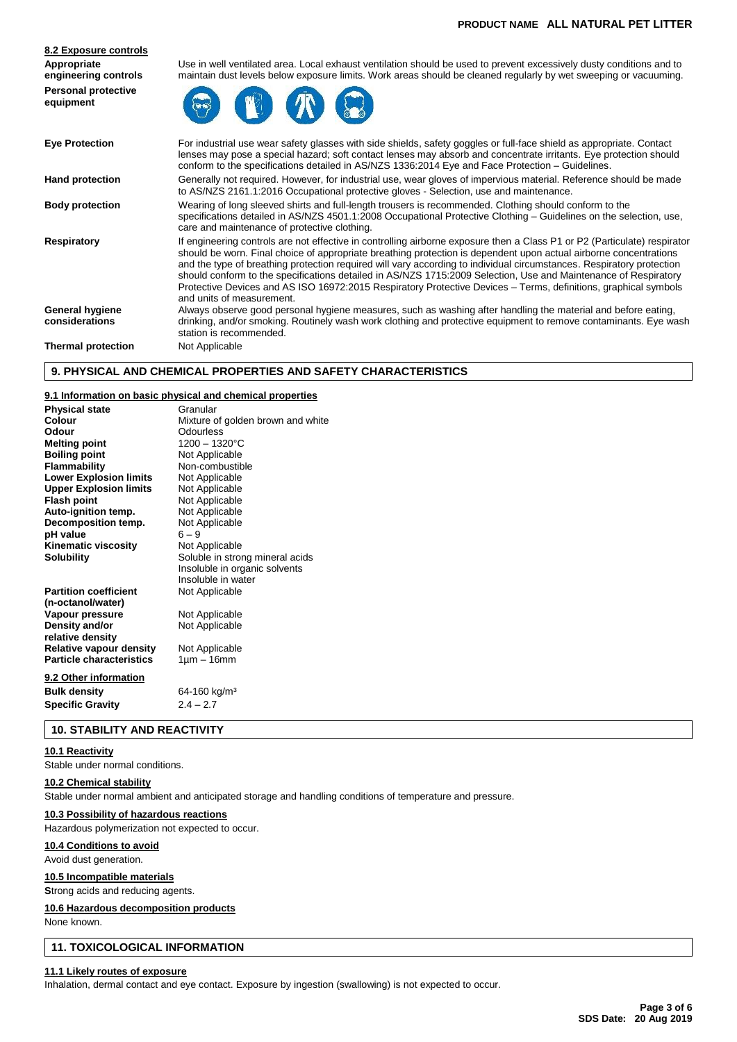#### 8.2 Exposure controls

| | |
|---|---|
| **Appropriate engineering controls** | Use in well ventilated area. Local exhaust ventilation should be used to prevent excessively dusty conditions and to maintain dust levels below exposure limits. Work areas should be cleaned regularly by wet sweeping or vacuuming. |
| **Personal protective equipment** | |
| **Eye Protection** | For industrial use wear safety glasses with side shields, safety goggles or full-face shield as appropriate. Contact lenses may pose a special hazard; soft contact lenses may absorb and concentrate irritants. Eye protection should conform to the specifications detailed in AS/NZS 1336:2014 Eye and Face Protection – Guidelines. |
| **Hand protection** | Generally not required. However, for industrial use, wear gloves of impervious material. Reference should be made to AS/NZS 2161.1:2016 Occupational protective gloves - Selection, use and maintenance. |
| **Body protection** | Wearing of long sleeved shirts and full-length trousers is recommended. Clothing should conform to the specifications detailed in AS/NZS 4501.1:2008 Occupational Protective Clothing – Guidelines on the selection, use, care and maintenance of protective clothing. |
| **Respiratory** | If engineering controls are not effective in controlling airborne exposure then a Class P1 or P2 (Particulate) respirator should be worn. Final choice of appropriate breathing protection is dependent upon actual airborne concentrations and the type of breathing protection required will vary according to individual circumstances. Respiratory protection should conform to the specifications detailed in AS/NZS 1715:2009 Selection, Use and Maintenance of Respiratory Protective Devices and AS ISO 16972:2015 Respiratory Protective Devices – Terms, definitions, graphical symbols and units of measurement. |
| **General hygiene considerations** | Always observe good personal hygiene measures, such as washing after handling the material and before eating, drinking, and/or smoking. Routinely wash work clothing and protective equipment to remove contaminants. Eye wash station is recommended. |
| **Thermal protection** | Not Applicable |

## 9. PHYSICAL AND CHEMICAL PROPERTIES AND SAFETY CHARACTERISTICS

#### 9.1 Information on basic physical and chemical properties

| | |
|---|---|
| **Physical state** | Granular |
| **Colour** | Mixture of golden brown and white |
| **Odour** | Odourless |
| **Melting point** | 1200 – 1320°C |
| **Boiling point** | Not Applicable |
| **Flammability** | Non-combustible |
| **Lower Explosion limits** | Not Applicable |
| **Upper Explosion limits** | Not Applicable |
| **Flash point** | Not Applicable |
| **Auto-ignition temp.** | Not Applicable |
| **Decomposition temp.** | Not Applicable |
| **pH value** | 6 – 9 |
| **Kinematic viscosity** | Not Applicable |
| **Solubility** | Soluble in strong mineral acids<br>Insoluble in organic solvents<br>Insoluble in water |
| **Partition coefficient (n-octanol/water)** | Not Applicable |
| **Vapour pressure** | Not Applicable |
| **Density and/or relative density** | Not Applicable |
| **Relative vapour density** | Not Applicable |
| **Particle characteristics** | 1µm – 16mm |

#### 9.2 Other information

| | |
|---|---|
| **Bulk density** | 64-160 kg/m³ |
| **Specific Gravity** | 2.4 – 2.7 |

## 10. STABILITY AND REACTIVITY

#### 10.1 Reactivity
Stable under normal conditions.

#### 10.2 Chemical stability
Stable under normal ambient and anticipated storage and handling conditions of temperature and pressure.

#### 10.3 Possibility of hazardous reactions
Hazardous polymerization not expected to occur.

#### 10.4 Conditions to avoid
Avoid dust generation.

#### 10.5 Incompatible materials
**S**trong acids and reducing agents.

#### 10.6 Hazardous decomposition products
None known.

## 11. TOXICOLOGICAL INFORMATION

#### 11.1 Likely routes of exposure
Inhalation, dermal contact and eye contact. Exposure by ingestion (swallowing) is not expected to occur.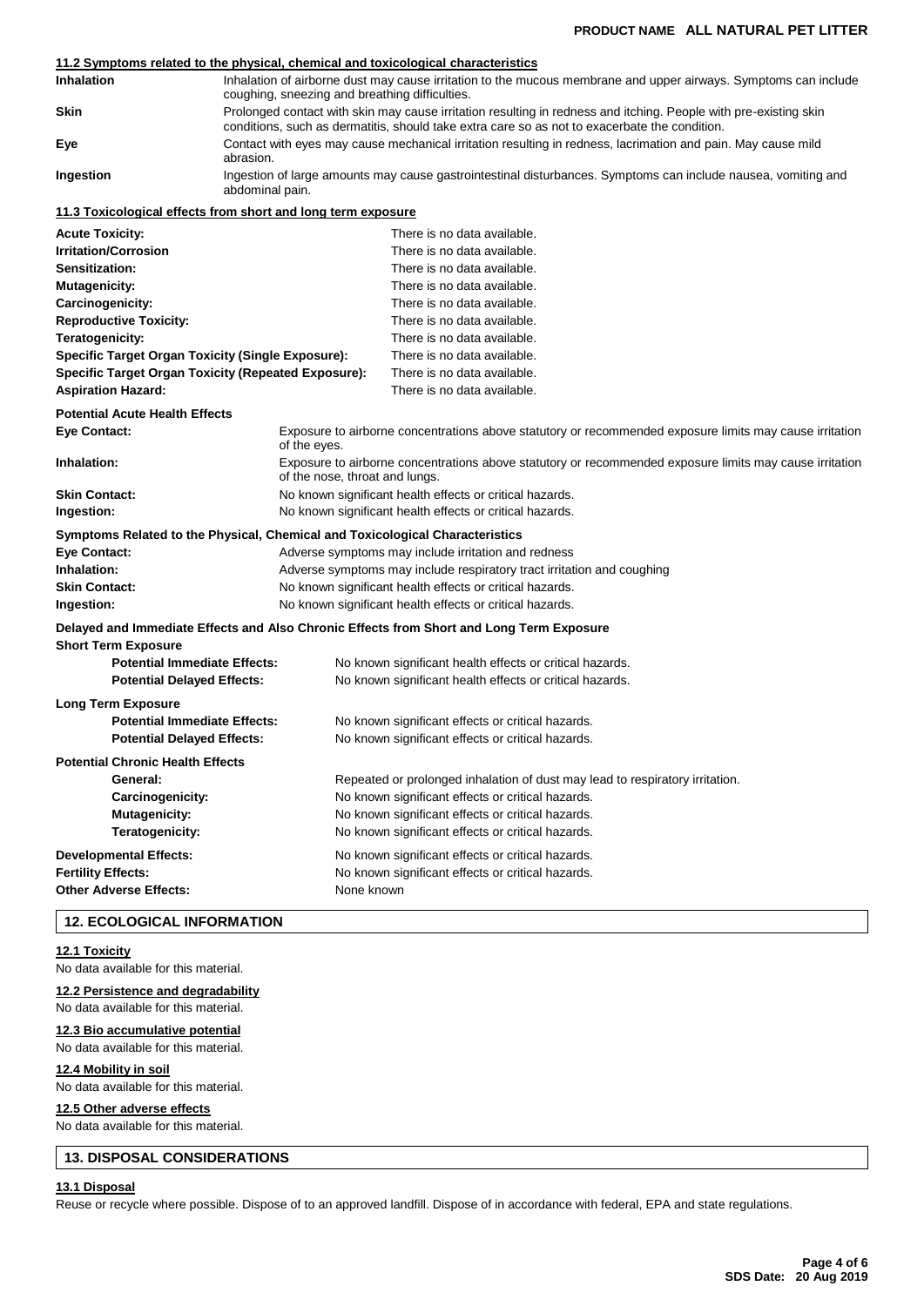#### 11.2 Symptoms related to the physical, chemical and toxicological characteristics

| | |
|---|---|
| **Inhalation** | Inhalation of airborne dust may cause irritation to the mucous membrane and upper airways. Symptoms can include coughing, sneezing and breathing difficulties. |
| **Skin** | Prolonged contact with skin may cause irritation resulting in redness and itching. People with pre-existing skin conditions, such as dermatitis, should take extra care so as not to exacerbate the condition. |
| **Eye** | Contact with eyes may cause mechanical irritation resulting in redness, lacrimation and pain. May cause mild abrasion. |
| **Ingestion** | Ingestion of large amounts may cause gastrointestinal disturbances. Symptoms can include nausea, vomiting and abdominal pain. |

#### 11.3 Toxicological effects from short and long term exposure

| | |
|---|---|
| **Acute Toxicity:** | There is no data available. |
| **Irritation/Corrosion** | There is no data available. |
| **Sensitization:** | There is no data available. |
| **Mutagenicity:** | There is no data available. |
| **Carcinogenicity:** | There is no data available. |
| **Reproductive Toxicity:** | There is no data available. |
| **Teratogenicity:** | There is no data available. |
| **Specific Target Organ Toxicity (Single Exposure):** | There is no data available. |
| **Specific Target Organ Toxicity (Repeated Exposure):** | There is no data available. |
| **Aspiration Hazard:** | There is no data available. |

**Potential Acute Health Effects**

| | |
|---|---|
| **Eye Contact:** | Exposure to airborne concentrations above statutory or recommended exposure limits may cause irritation of the eyes. |
| **Inhalation:** | Exposure to airborne concentrations above statutory or recommended exposure limits may cause irritation of the nose, throat and lungs. |
| **Skin Contact:** | No known significant health effects or critical hazards. |
| **Ingestion:** | No known significant health effects or critical hazards. |

**Symptoms Related to the Physical, Chemical and Toxicological Characteristics**

| | |
|---|---|
| **Eye Contact:** | Adverse symptoms may include irritation and redness |
| **Inhalation:** | Adverse symptoms may include respiratory tract irritation and coughing |
| **Skin Contact:** | No known significant health effects or critical hazards. |
| **Ingestion:** | No known significant health effects or critical hazards. |

**Delayed and Immediate Effects and Also Chronic Effects from Short and Long Term Exposure**

**Short Term Exposure**

| | |
|---|---|
| **Potential Immediate Effects:** | No known significant health effects or critical hazards. |
| **Potential Delayed Effects:** | No known significant health effects or critical hazards. |

**Long Term Exposure**

| | |
|---|---|
| **Potential Immediate Effects:** | No known significant effects or critical hazards. |
| **Potential Delayed Effects:** | No known significant effects or critical hazards. |

**Potential Chronic Health Effects**

| | |
|---|---|
| **General:** | Repeated or prolonged inhalation of dust may lead to respiratory irritation. |
| **Carcinogenicity:** | No known significant effects or critical hazards. |
| **Mutagenicity:** | No known significant effects or critical hazards. |
| **Teratogenicity:** | No known significant effects or critical hazards. |
| **Developmental Effects:** | No known significant effects or critical hazards. |
| **Fertility Effects:** | No known significant effects or critical hazards. |
| **Other Adverse Effects:** | None known |

## 12. ECOLOGICAL INFORMATION

#### 12.1 Toxicity
No data available for this material.

#### 12.2 Persistence and degradability
No data available for this material.

#### 12.3 Bio accumulative potential
No data available for this material.

#### 12.4 Mobility in soil
No data available for this material.

#### 12.5 Other adverse effects
No data available for this material.

## 13. DISPOSAL CONSIDERATIONS

#### 13.1 Disposal
Reuse or recycle where possible. Dispose of to an approved landfill. Dispose of in accordance with federal, EPA and state regulations.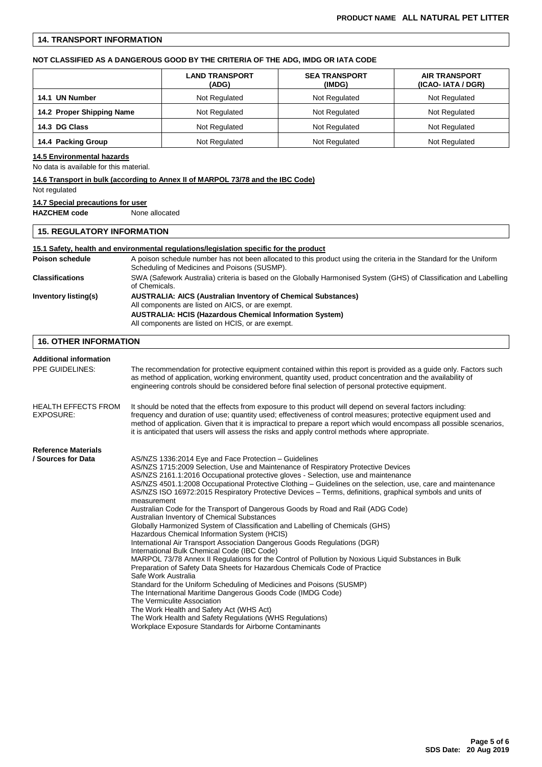## 14. TRANSPORT INFORMATION

**NOT CLASSIFIED AS A DANGEROUS GOOD BY THE CRITERIA OF THE ADG, IMDG OR IATA CODE**

| | LAND TRANSPORT (ADG) | SEA TRANSPORT (IMDG) | AIR TRANSPORT (ICAO- IATA / DGR) |
|---|---|---|---|
| **14.1 UN Number** | Not Regulated | Not Regulated | Not Regulated |
| **14.2 Proper Shipping Name** | Not Regulated | Not Regulated | Not Regulated |
| **14.3 DG Class** | Not Regulated | Not Regulated | Not Regulated |
| **14.4 Packing Group** | Not Regulated | Not Regulated | Not Regulated |

**14.5 Environmental hazards**

No data is available for this material.

**14.6 Transport in bulk (according to Annex II of MARPOL 73/78 and the IBC Code)**

Not regulated

**14.7 Special precautions for user**

**HAZCHEM code** None allocated

## 15. REGULATORY INFORMATION

**15.1 Safety, health and environmental regulations/legislation specific for the product**

**Poison schedule** A poison schedule number has not been allocated to this product using the criteria in the Standard for the Uniform Scheduling of Medicines and Poisons (SUSMP).

**Classifications** SWA (Safework Australia) criteria is based on the Globally Harmonised System (GHS) of Classification and Labelling of Chemicals.

**Inventory listing(s)**
**AUSTRALIA: AICS (Australian Inventory of Chemical Substances)**
All components are listed on AICS, or are exempt.
**AUSTRALIA: HCIS (Hazardous Chemical Information System)**
All components are listed on HCIS, or are exempt.

## 16. OTHER INFORMATION

**Additional information**

PPE GUIDELINES: The recommendation for protective equipment contained within this report is provided as a guide only. Factors such as method of application, working environment, quantity used, product concentration and the availability of engineering controls should be considered before final selection of personal protective equipment.

HEALTH EFFECTS FROM EXPOSURE: It should be noted that the effects from exposure to this product will depend on several factors including: frequency and duration of use; quantity used; effectiveness of control measures; protective equipment used and method of application. Given that it is impractical to prepare a report which would encompass all possible scenarios, it is anticipated that users will assess the risks and apply control methods where appropriate.

**Reference Materials / Sources for Data**

AS/NZS 1336:2014 Eye and Face Protection – Guidelines
AS/NZS 1715:2009 Selection, Use and Maintenance of Respiratory Protective Devices
AS/NZS 2161.1:2016 Occupational protective gloves - Selection, use and maintenance
AS/NZS 4501.1:2008 Occupational Protective Clothing – Guidelines on the selection, use, care and maintenance
AS/NZS ISO 16972:2015 Respiratory Protective Devices – Terms, definitions, graphical symbols and units of measurement
Australian Code for the Transport of Dangerous Goods by Road and Rail (ADG Code)
Australian Inventory of Chemical Substances
Globally Harmonized System of Classification and Labelling of Chemicals (GHS)
Hazardous Chemical Information System (HCIS)
International Air Transport Association Dangerous Goods Regulations (DGR)
International Bulk Chemical Code (IBC Code)
MARPOL 73/78 Annex II Regulations for the Control of Pollution by Noxious Liquid Substances in Bulk
Preparation of Safety Data Sheets for Hazardous Chemicals Code of Practice
Safe Work Australia
Standard for the Uniform Scheduling of Medicines and Poisons (SUSMP)
The International Maritime Dangerous Goods Code (IMDG Code)
The Vermiculite Association
The Work Health and Safety Act (WHS Act)
The Work Health and Safety Regulations (WHS Regulations)
Workplace Exposure Standards for Airborne Contaminants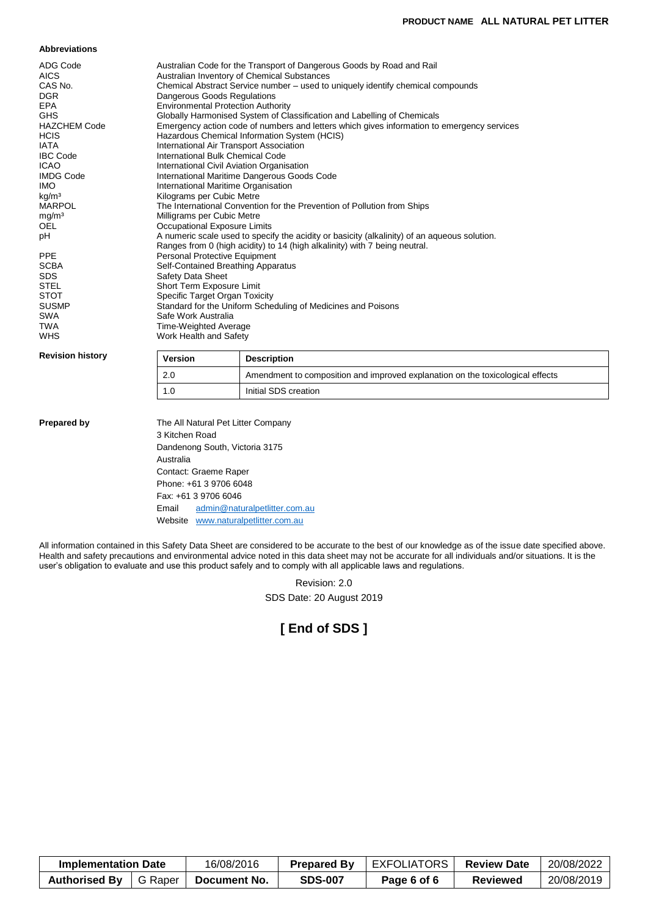**Abbreviations**

| | |
|---|---|
| ADG Code | Australian Code for the Transport of Dangerous Goods by Road and Rail |
| AICS | Australian Inventory of Chemical Substances |
| CAS No. | Chemical Abstract Service number – used to uniquely identify chemical compounds |
| DGR | Dangerous Goods Regulations |
| EPA | Environmental Protection Authority |
| GHS | Globally Harmonised System of Classification and Labelling of Chemicals |
| HAZCHEM Code | Emergency action code of numbers and letters which gives information to emergency services |
| HCIS | Hazardous Chemical Information System (HCIS) |
| IATA | International Air Transport Association |
| IBC Code | International Bulk Chemical Code |
| ICAO | International Civil Aviation Organisation |
| IMDG Code | International Maritime Dangerous Goods Code |
| IMO | International Maritime Organisation |
| kg/m³ | Kilograms per Cubic Metre |
| MARPOL | The International Convention for the Prevention of Pollution from Ships |
| mg/m³ | Milligrams per Cubic Metre |
| OEL | Occupational Exposure Limits |
| pH | A numeric scale used to specify the acidity or basicity (alkalinity) of an aqueous solution. Ranges from 0 (high acidity) to 14 (high alkalinity) with 7 being neutral. |
| PPE | Personal Protective Equipment |
| SCBA | Self-Contained Breathing Apparatus |
| SDS | Safety Data Sheet |
| STEL | Short Term Exposure Limit |
| STOT | Specific Target Organ Toxicity |
| SUSMP | Standard for the Uniform Scheduling of Medicines and Poisons |
| SWA | Safe Work Australia |
| TWA | Time-Weighted Average |
| WHS | Work Health and Safety |

**Revision history**

| Version | Description |
|---|---|
| 2.0 | Amendment to composition and improved explanation on the toxicological effects |
| 1.0 | Initial SDS creation |

**Prepared by**

The All Natural Pet Litter Company
3 Kitchen Road
Dandenong South, Victoria 3175
Australia
Contact: Graeme Raper
Phone: +61 3 9706 6048
Fax: +61 3 9706 6046
Email admin@naturalpetlitter.com.au
Website www.naturalpetlitter.com.au

All information contained in this Safety Data Sheet are considered to be accurate to the best of our knowledge as of the issue date specified above. Health and safety precautions and environmental advice noted in this data sheet may not be accurate for all individuals and/or situations. It is the user's obligation to evaluate and use this product safely and to comply with all applicable laws and regulations.

Revision: 2.0

SDS Date: 20 August 2019

## [ End of SDS ]